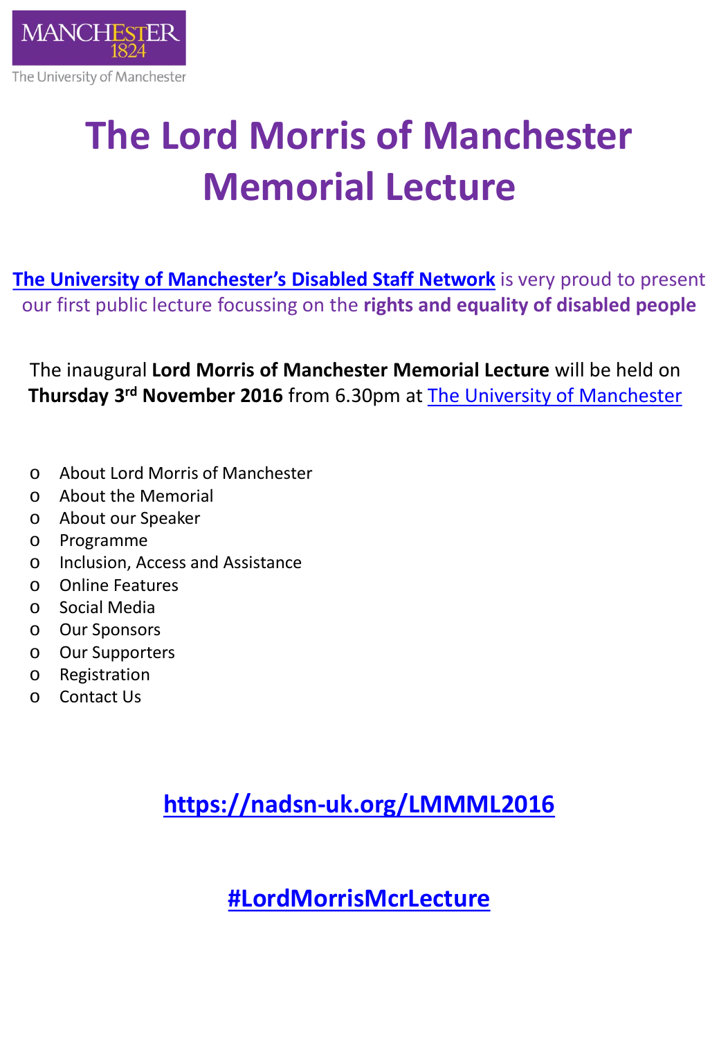# The Lord Morris of Manchester Memorial Lecture

**The University of Manchester's Disabled Staff Network** is very proud to present our first public lecture focussing on the **rights and equality of disabled people**

The inaugural **Lord Morris of Manchester Memorial Lecture** will be held on **Thursday 3rd November 2016** from 6.30pm at The University of Manchester

- About Lord Morris of Manchester
- About the Memorial
- About our Speaker
- Programme
- Inclusion, Access and Assistance
- Online Features
- Social Media
- Our Sponsors
- Our Supporters
- Registration
- Contact Us

**https://nadsn-uk.org/LMMML2016**

**#LordMorrisMcrLecture**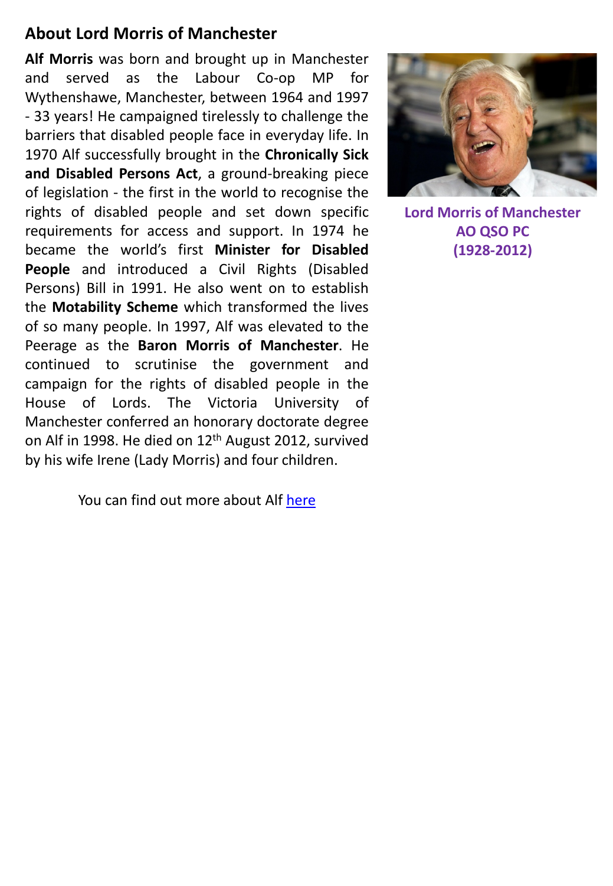## About Lord Morris of Manchester

**Alf Morris** was born and brought up in Manchester and served as the Labour Co-op MP for Wythenshawe, Manchester, between 1964 and 1997 - 33 years! He campaigned tirelessly to challenge the barriers that disabled people face in everyday life. In 1970 Alf successfully brought in the **Chronically Sick and Disabled Persons Act**, a ground-breaking piece of legislation - the first in the world to recognise the rights of disabled people and set down specific requirements for access and support. In 1974 he became the world's first **Minister for Disabled People** and introduced a Civil Rights (Disabled Persons) Bill in 1991. He also went on to establish the **Motability Scheme** which transformed the lives of so many people. In 1997, Alf was elevated to the Peerage as the **Baron Morris of Manchester**. He continued to scrutinise the government and campaign for the rights of disabled people in the House of Lords. The Victoria University of Manchester conferred an honorary doctorate degree on Alf in 1998. He died on 12th August 2012, survived by his wife Irene (Lady Morris) and four children.

**Lord Morris of Manchester AO QSO PC (1928-2012)**

You can find out more about Alf here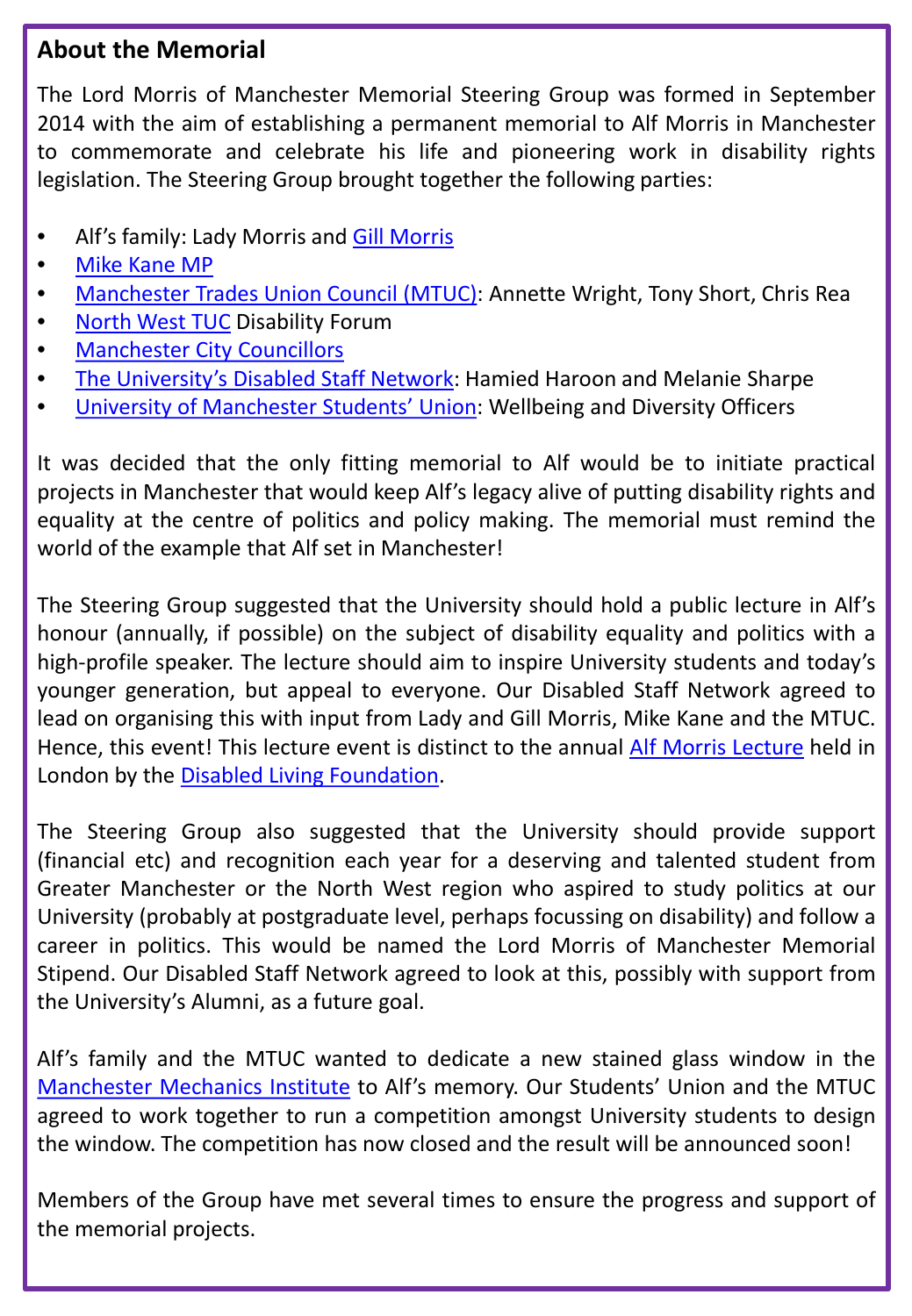## About the Memorial

The Lord Morris of Manchester Memorial Steering Group was formed in September 2014 with the aim of establishing a permanent memorial to Alf Morris in Manchester to commemorate and celebrate his life and pioneering work in disability rights legislation. The Steering Group brought together the following parties:

- Alf's family: Lady Morris and Gill Morris
- Mike Kane MP
- Manchester Trades Union Council (MTUC): Annette Wright, Tony Short, Chris Rea
- North West TUC Disability Forum
- Manchester City Councillors
- The University's Disabled Staff Network: Hamied Haroon and Melanie Sharpe
- University of Manchester Students' Union: Wellbeing and Diversity Officers

It was decided that the only fitting memorial to Alf would be to initiate practical projects in Manchester that would keep Alf's legacy alive of putting disability rights and equality at the centre of politics and policy making. The memorial must remind the world of the example that Alf set in Manchester!

The Steering Group suggested that the University should hold a public lecture in Alf's honour (annually, if possible) on the subject of disability equality and politics with a high-profile speaker. The lecture should aim to inspire University students and today's younger generation, but appeal to everyone. Our Disabled Staff Network agreed to lead on organising this with input from Lady and Gill Morris, Mike Kane and the MTUC. Hence, this event! This lecture event is distinct to the annual Alf Morris Lecture held in London by the Disabled Living Foundation.

The Steering Group also suggested that the University should provide support (financial etc) and recognition each year for a deserving and talented student from Greater Manchester or the North West region who aspired to study politics at our University (probably at postgraduate level, perhaps focussing on disability) and follow a career in politics. This would be named the Lord Morris of Manchester Memorial Stipend. Our Disabled Staff Network agreed to look at this, possibly with support from the University's Alumni, as a future goal.

Alf's family and the MTUC wanted to dedicate a new stained glass window in the Manchester Mechanics Institute to Alf's memory. Our Students' Union and the MTUC agreed to work together to run a competition amongst University students to design the window. The competition has now closed and the result will be announced soon!

Members of the Group have met several times to ensure the progress and support of the memorial projects.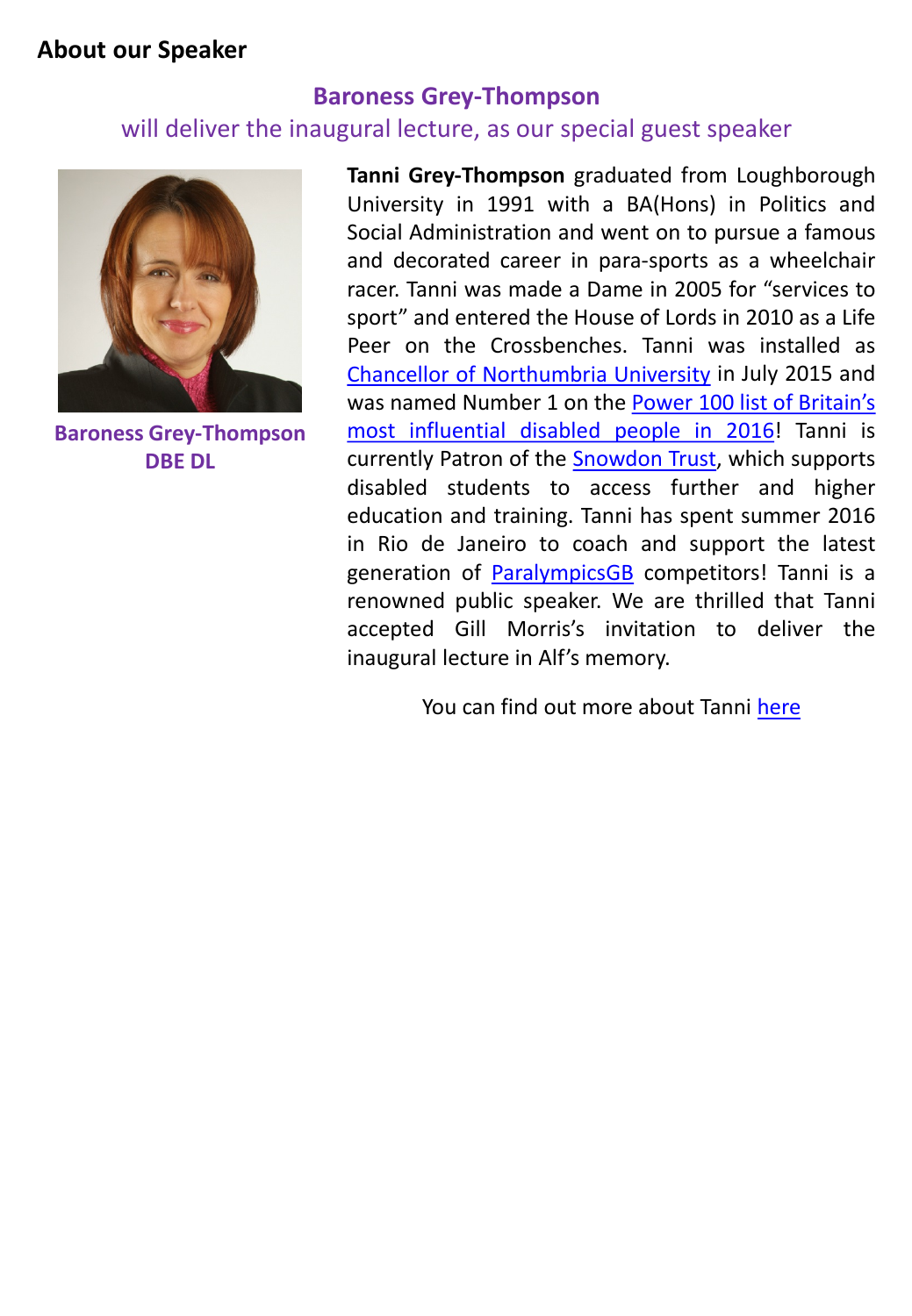## About our Speaker

### Baroness Grey-Thompson

will deliver the inaugural lecture, as our special guest speaker

**Baroness Grey-Thompson DBE DL**

**Tanni Grey-Thompson** graduated from Loughborough University in 1991 with a BA(Hons) in Politics and Social Administration and went on to pursue a famous and decorated career in para-sports as a wheelchair racer. Tanni was made a Dame in 2005 for "services to sport" and entered the House of Lords in 2010 as a Life Peer on the Crossbenches. Tanni was installed as Chancellor of Northumbria University in July 2015 and was named Number 1 on the Power 100 list of Britain's most influential disabled people in 2016! Tanni is currently Patron of the Snowdon Trust, which supports disabled students to access further and higher education and training. Tanni has spent summer 2016 in Rio de Janeiro to coach and support the latest generation of ParalympicsGB competitors! Tanni is a renowned public speaker. We are thrilled that Tanni accepted Gill Morris's invitation to deliver the inaugural lecture in Alf's memory.

You can find out more about Tanni here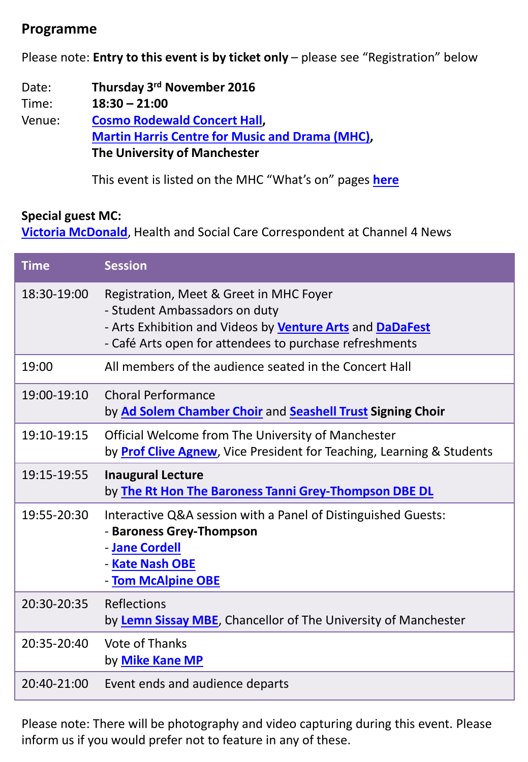## Programme

Please note: **Entry to this event is by ticket only** – please see "Registration" below

Date: **Thursday 3rd November 2016**
Time: **18:30 – 21:00**
Venue: **Cosmo Rodewald Concert Hall**, **Martin Harris Centre for Music and Drama (MHC)**, **The University of Manchester**

This event is listed on the MHC "What's on" pages **here**

**Special guest MC:**
**Victoria McDonald**, Health and Social Care Correspondent at Channel 4 News

| Time | Session |
|---|---|
| 18:30-19:00 | Registration, Meet & Greet in MHC Foyer<br>- Student Ambassadors on duty<br>- Arts Exhibition and Videos by **Venture Arts** and **DaDaFest**<br>- Café Arts open for attendees to purchase refreshments |
| 19:00 | All members of the audience seated in the Concert Hall |
| 19:00-19:10 | Choral Performance<br>by **Ad Solem Chamber Choir** and **Seashell Trust Signing Choir** |
| 19:10-19:15 | Official Welcome from The University of Manchester<br>by **Prof Clive Agnew**, Vice President for Teaching, Learning & Students |
| 19:15-19:55 | **Inaugural Lecture**<br>by **The Rt Hon The Baroness Tanni Grey-Thompson DBE DL** |
| 19:55-20:30 | Interactive Q&A session with a Panel of Distinguished Guests:<br>- **Baroness Grey-Thompson**<br>- **Jane Cordell**<br>- **Kate Nash OBE**<br>- **Tom McAlpine OBE** |
| 20:30-20:35 | Reflections<br>by **Lemn Sissay MBE**, Chancellor of The University of Manchester |
| 20:35-20:40 | Vote of Thanks<br>by **Mike Kane MP** |
| 20:40-21:00 | Event ends and audience departs |

Please note: There will be photography and video capturing during this event. Please inform us if you would prefer not to feature in any of these.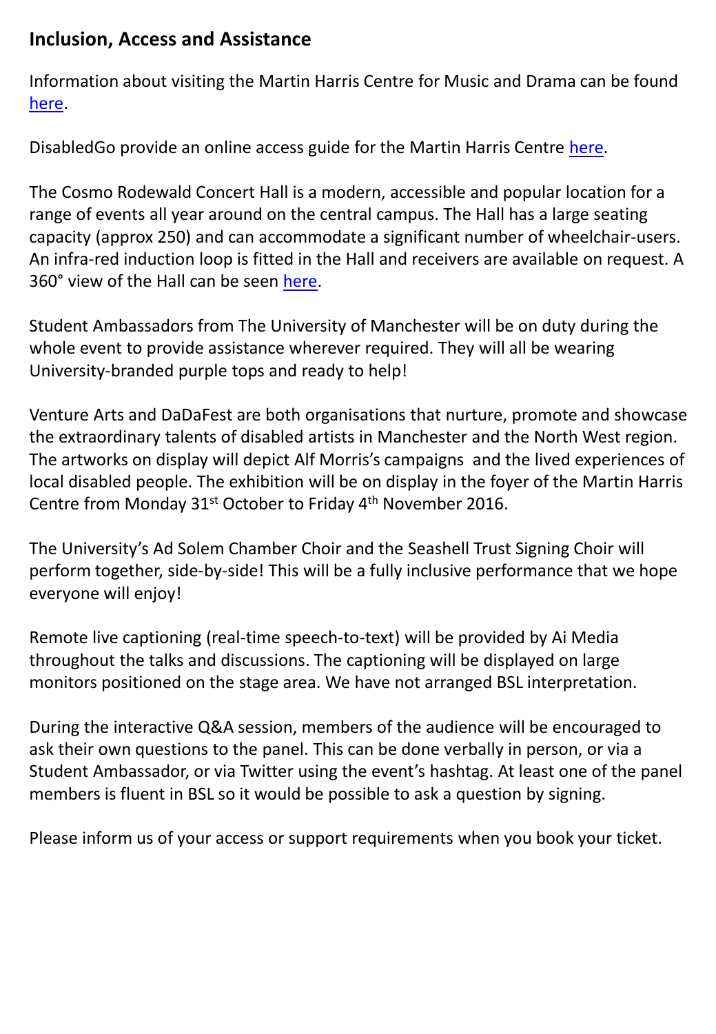## Inclusion, Access and Assistance

Information about visiting the Martin Harris Centre for Music and Drama can be found here.

DisabledGo provide an online access guide for the Martin Harris Centre here.

The Cosmo Rodewald Concert Hall is a modern, accessible and popular location for a range of events all year around on the central campus. The Hall has a large seating capacity (approx 250) and can accommodate a significant number of wheelchair-users. An infra-red induction loop is fitted in the Hall and receivers are available on request. A 360° view of the Hall can be seen here.

Student Ambassadors from The University of Manchester will be on duty during the whole event to provide assistance wherever required. They will all be wearing University-branded purple tops and ready to help!

Venture Arts and DaDaFest are both organisations that nurture, promote and showcase the extraordinary talents of disabled artists in Manchester and the North West region. The artworks on display will depict Alf Morris's campaigns and the lived experiences of local disabled people. The exhibition will be on display in the foyer of the Martin Harris Centre from Monday 31st October to Friday 4th November 2016.

The University's Ad Solem Chamber Choir and the Seashell Trust Signing Choir will perform together, side-by-side! This will be a fully inclusive performance that we hope everyone will enjoy!

Remote live captioning (real-time speech-to-text) will be provided by Ai Media throughout the talks and discussions. The captioning will be displayed on large monitors positioned on the stage area. We have not arranged BSL interpretation.

During the interactive Q&A session, members of the audience will be encouraged to ask their own questions to the panel. This can be done verbally in person, or via a Student Ambassador, or via Twitter using the event's hashtag. At least one of the panel members is fluent in BSL so it would be possible to ask a question by signing.

Please inform us of your access or support requirements when you book your ticket.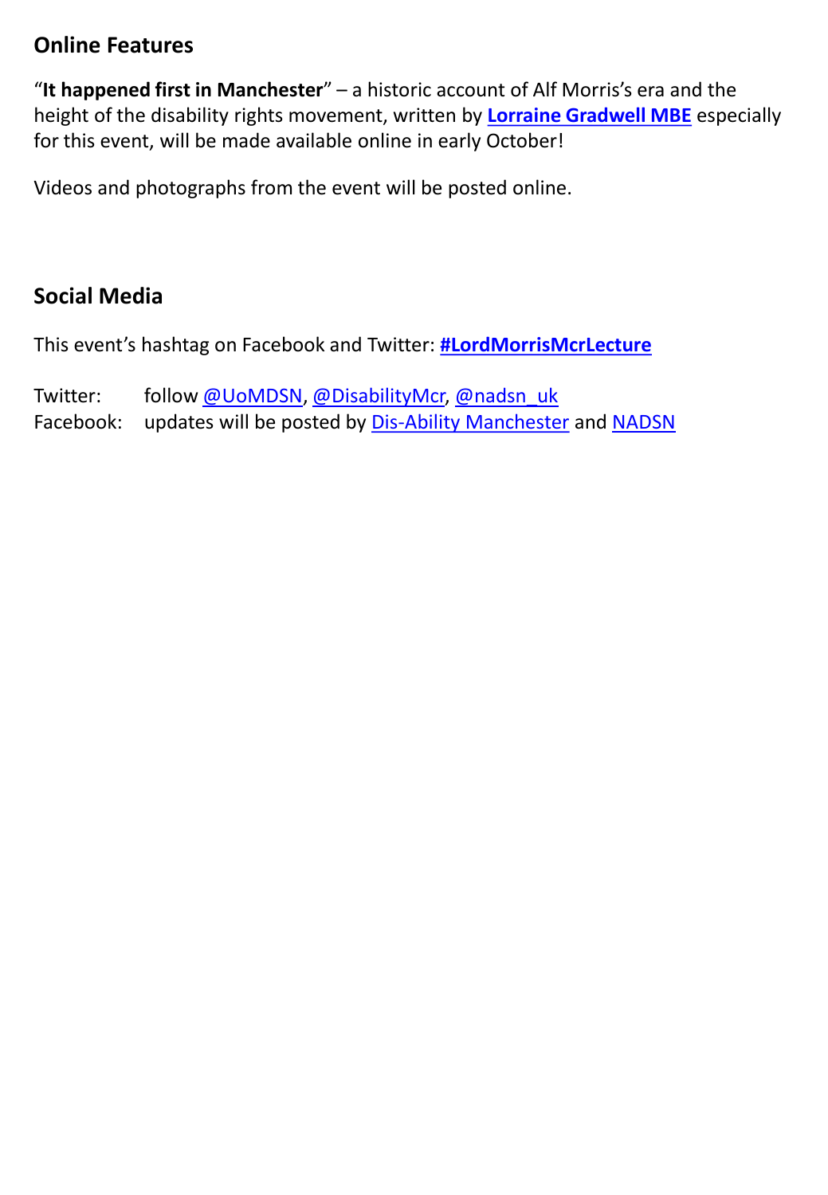## Online Features

"**It happened first in Manchester**" – a historic account of Alf Morris's era and the height of the disability rights movement, written by **Lorraine Gradwell MBE** especially for this event, will be made available online in early October!

Videos and photographs from the event will be posted online.

## Social Media

This event's hashtag on Facebook and Twitter: **#LordMorrisMcrLecture**

Twitter: follow @UoMDSN, @DisabilityMcr, @nadsn_uk
Facebook: updates will be posted by Dis-Ability Manchester and NADSN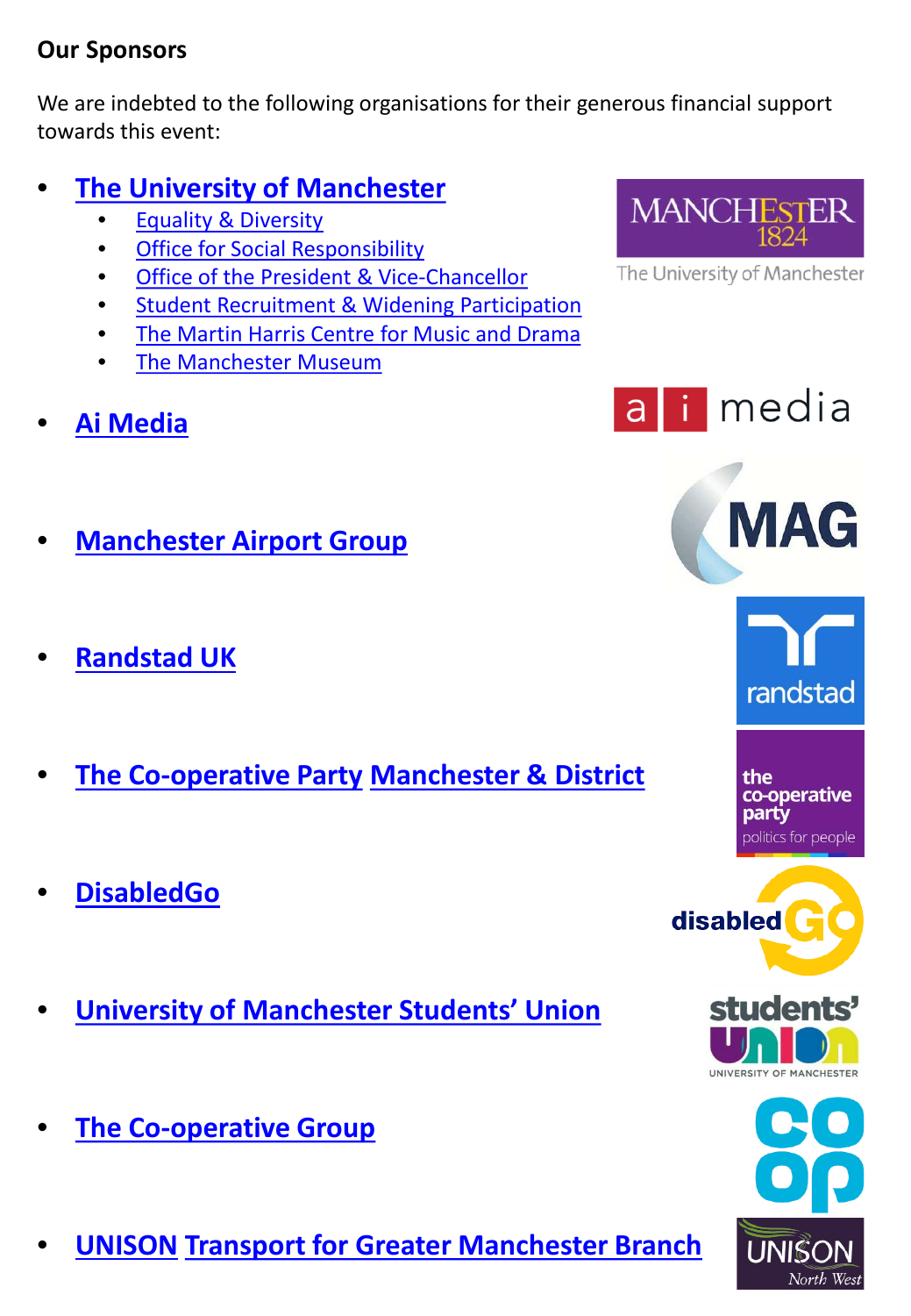**Our Sponsors**

We are indebted to the following organisations for their generous financial support towards this event:

- The University of Manchester
    - Equality & Diversity
    - Office for Social Responsibility
    - Office of the President & Vice-Chancellor
    - Student Recruitment & Widening Participation
    - The Martin Harris Centre for Music and Drama
    - The Manchester Museum
- Ai Media
- Manchester Airport Group
- Randstad UK
- The Co-operative Party Manchester & District
- DisabledGo
- University of Manchester Students' Union
- The Co-operative Group
- UNISON Transport for Greater Manchester Branch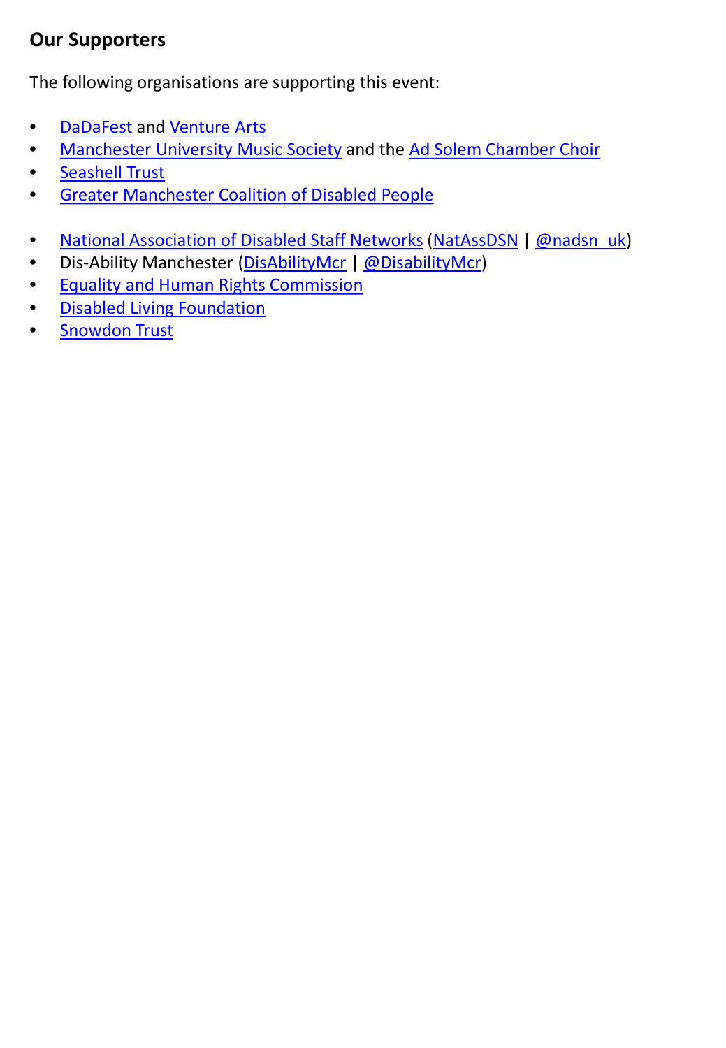## Our Supporters

The following organisations are supporting this event:

- DaDaFest and Venture Arts
- Manchester University Music Society and the Ad Solem Chamber Choir
- Seashell Trust
- Greater Manchester Coalition of Disabled People

- National Association of Disabled Staff Networks (NatAssDSN | @nadsn_uk)
- Dis-Ability Manchester (DisAbilityMcr | @DisabilityMcr)
- Equality and Human Rights Commission
- Disabled Living Foundation
- Snowdon Trust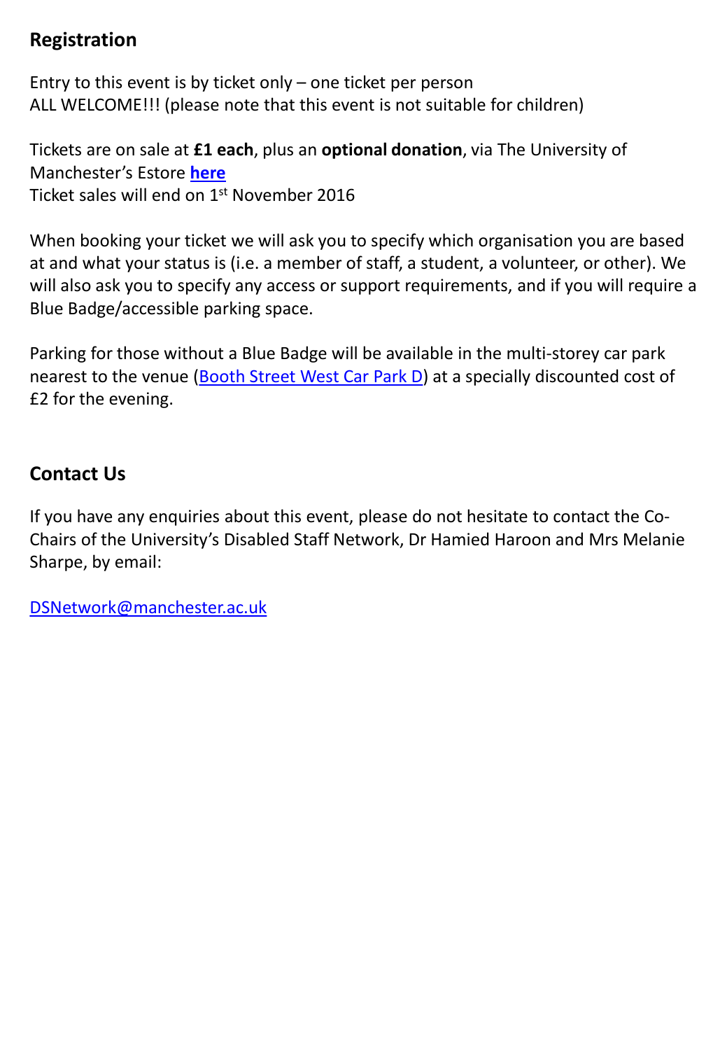## Registration

Entry to this event is by ticket only – one ticket per person
ALL WELCOME!!! (please note that this event is not suitable for children)

Tickets are on sale at **£1 each**, plus an **optional donation**, via The University of Manchester's Estore **here**
Ticket sales will end on 1st November 2016

When booking your ticket we will ask you to specify which organisation you are based at and what your status is (i.e. a member of staff, a student, a volunteer, or other). We will also ask you to specify any access or support requirements, and if you will require a Blue Badge/accessible parking space.

Parking for those without a Blue Badge will be available in the multi-storey car park nearest to the venue (Booth Street West Car Park D) at a specially discounted cost of £2 for the evening.

## Contact Us

If you have any enquiries about this event, please do not hesitate to contact the Co-Chairs of the University's Disabled Staff Network, Dr Hamied Haroon and Mrs Melanie Sharpe, by email:

DSNetwork@manchester.ac.uk